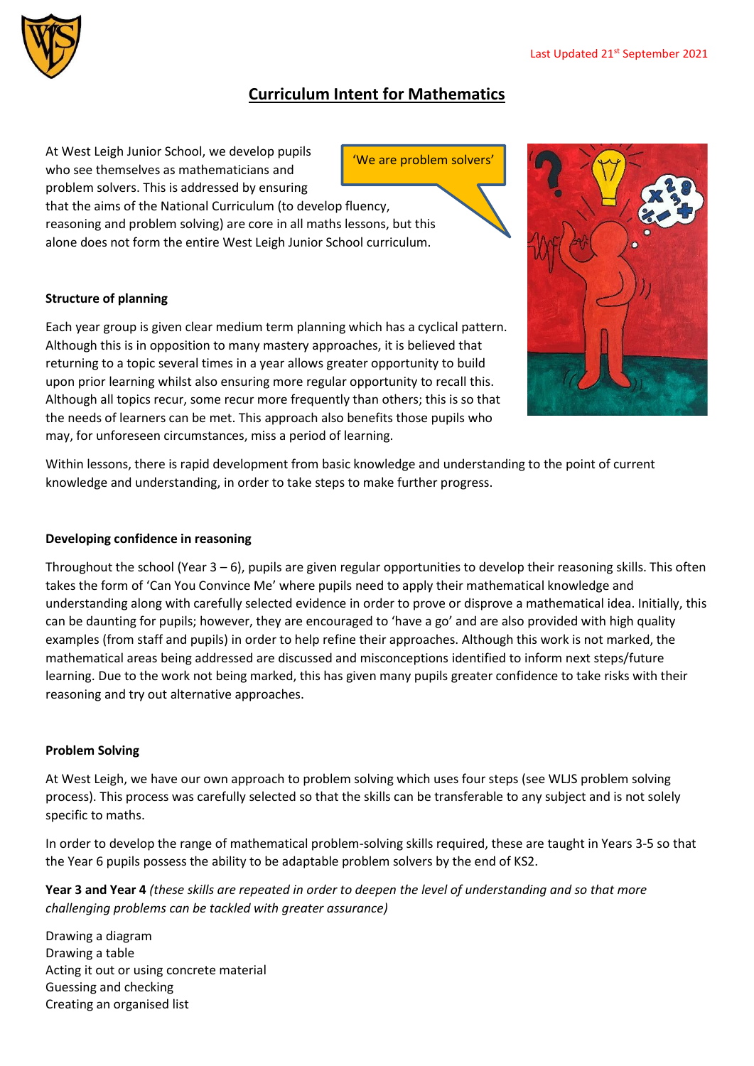Last Updated 21st September 2021

# Curriculum Intent for Mathematics

At West Leigh Junior School, we develop pupils who see themselves as mathematicians and problem solvers. This is addressed by ensuring that the aims of the National Curriculum (to develop fluency, reasoning and problem solving) are core in all maths lessons, but this alone does not form the entire West Leigh Junior School curriculum.

'We are problem solvers'

**Structure of planning**

Each year group is given clear medium term planning which has a cyclical pattern. Although this is in opposition to many mastery approaches, it is believed that returning to a topic several times in a year allows greater opportunity to build upon prior learning whilst also ensuring more regular opportunity to recall this. Although all topics recur, some recur more frequently than others; this is so that the needs of learners can be met. This approach also benefits those pupils who may, for unforeseen circumstances, miss a period of learning.

Within lessons, there is rapid development from basic knowledge and understanding to the point of current knowledge and understanding, in order to take steps to make further progress.

**Developing confidence in reasoning**

Throughout the school (Year 3 – 6), pupils are given regular opportunities to develop their reasoning skills. This often takes the form of 'Can You Convince Me' where pupils need to apply their mathematical knowledge and understanding along with carefully selected evidence in order to prove or disprove a mathematical idea. Initially, this can be daunting for pupils; however, they are encouraged to 'have a go' and are also provided with high quality examples (from staff and pupils) in order to help refine their approaches. Although this work is not marked, the mathematical areas being addressed are discussed and misconceptions identified to inform next steps/future learning. Due to the work not being marked, this has given many pupils greater confidence to take risks with their reasoning and try out alternative approaches.

**Problem Solving**

At West Leigh, we have our own approach to problem solving which uses four steps (see WLJS problem solving process). This process was carefully selected so that the skills can be transferable to any subject and is not solely specific to maths.

In order to develop the range of mathematical problem-solving skills required, these are taught in Years 3-5 so that the Year 6 pupils possess the ability to be adaptable problem solvers by the end of KS2.

**Year 3 and Year 4** *(these skills are repeated in order to deepen the level of understanding and so that more challenging problems can be tackled with greater assurance)*

Drawing a diagram
Drawing a table
Acting it out or using concrete material
Guessing and checking
Creating an organised list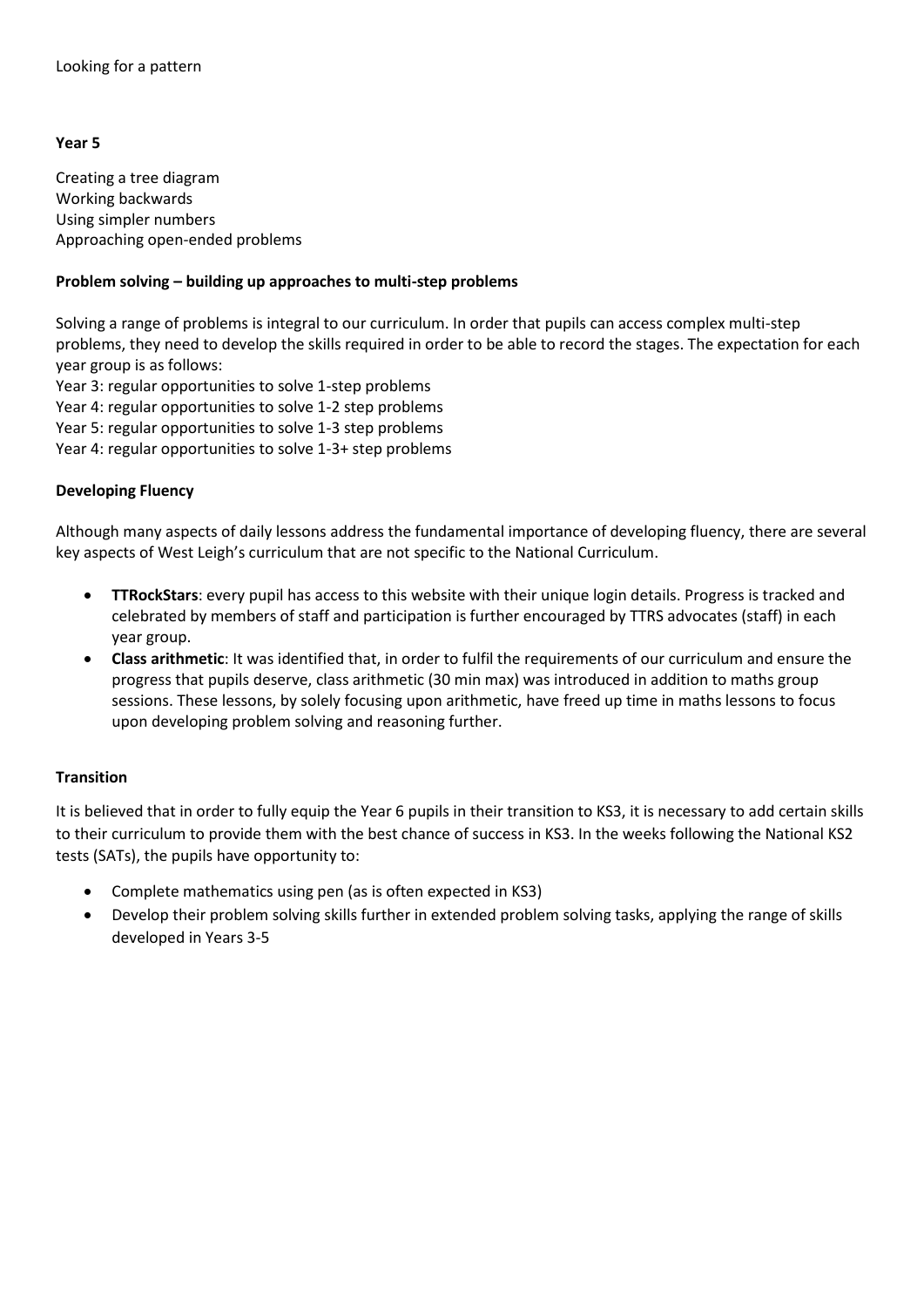Looking for a pattern

**Year 5**

Creating a tree diagram
Working backwards
Using simpler numbers
Approaching open-ended problems

**Problem solving – building up approaches to multi-step problems**

Solving a range of problems is integral to our curriculum. In order that pupils can access complex multi-step problems, they need to develop the skills required in order to be able to record the stages. The expectation for each year group is as follows:
Year 3: regular opportunities to solve 1-step problems
Year 4: regular opportunities to solve 1-2 step problems
Year 5: regular opportunities to solve 1-3 step problems
Year 4: regular opportunities to solve 1-3+ step problems

**Developing Fluency**

Although many aspects of daily lessons address the fundamental importance of developing fluency, there are several key aspects of West Leigh's curriculum that are not specific to the National Curriculum.

- **TTRockStars**: every pupil has access to this website with their unique login details. Progress is tracked and celebrated by members of staff and participation is further encouraged by TTRS advocates (staff) in each year group.
- **Class arithmetic**: It was identified that, in order to fulfil the requirements of our curriculum and ensure the progress that pupils deserve, class arithmetic (30 min max) was introduced in addition to maths group sessions. These lessons, by solely focusing upon arithmetic, have freed up time in maths lessons to focus upon developing problem solving and reasoning further.

**Transition**

It is believed that in order to fully equip the Year 6 pupils in their transition to KS3, it is necessary to add certain skills to their curriculum to provide them with the best chance of success in KS3. In the weeks following the National KS2 tests (SATs), the pupils have opportunity to:

- Complete mathematics using pen (as is often expected in KS3)
- Develop their problem solving skills further in extended problem solving tasks, applying the range of skills developed in Years 3-5